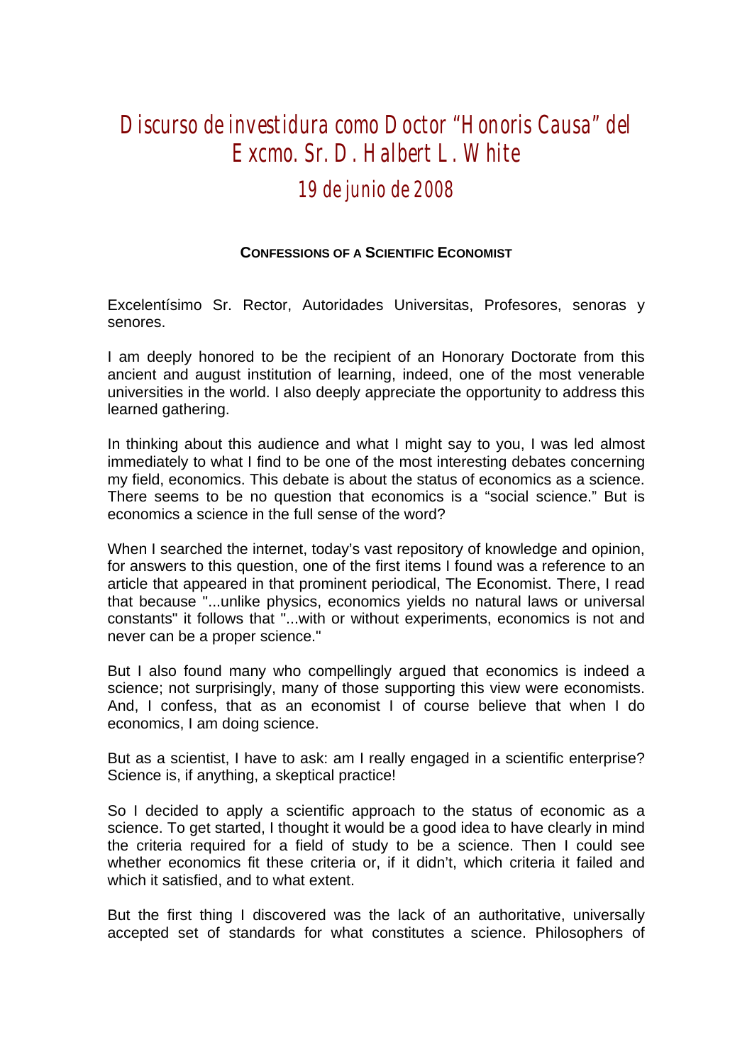# Discurso de investidura como Doctor "Honoris Causa" del Excmo. Sr. D. Halbert L. White

## 19 de junio de 2008

### CONFESSIONS OF A SCIENTIFIC ECONOMIST

Excelentísimo Sr. Rector, Autoridades Universitas, Profesores, senoras y senores.

I am deeply honored to be the recipient of an Honorary Doctorate from this ancient and august institution of learning, indeed, one of the most venerable universities in the world. I also deeply appreciate the opportunity to address this learned gathering.

In thinking about this audience and what I might say to you, I was led almost immediately to what I find to be one of the most interesting debates concerning my field, economics. This debate is about the status of economics as a science. There seems to be no question that economics is a "social science." But is economics a science in the full sense of the word?

When I searched the internet, today's vast repository of knowledge and opinion, for answers to this question, one of the first items I found was a reference to an article that appeared in that prominent periodical, The Economist. There, I read that because "...unlike physics, economics yields no natural laws or universal constants" it follows that "...with or without experiments, economics is not and never can be a proper science."

But I also found many who compellingly argued that economics is indeed a science; not surprisingly, many of those supporting this view were economists. And, I confess, that as an economist I of course believe that when I do economics, I am doing science.

But as a scientist, I have to ask: am I really engaged in a scientific enterprise? Science is, if anything, a skeptical practice!

So I decided to apply a scientific approach to the status of economic as a science. To get started, I thought it would be a good idea to have clearly in mind the criteria required for a field of study to be a science. Then I could see whether economics fit these criteria or, if it didn't, which criteria it failed and which it satisfied, and to what extent.

But the first thing I discovered was the lack of an authoritative, universally accepted set of standards for what constitutes a science. Philosophers of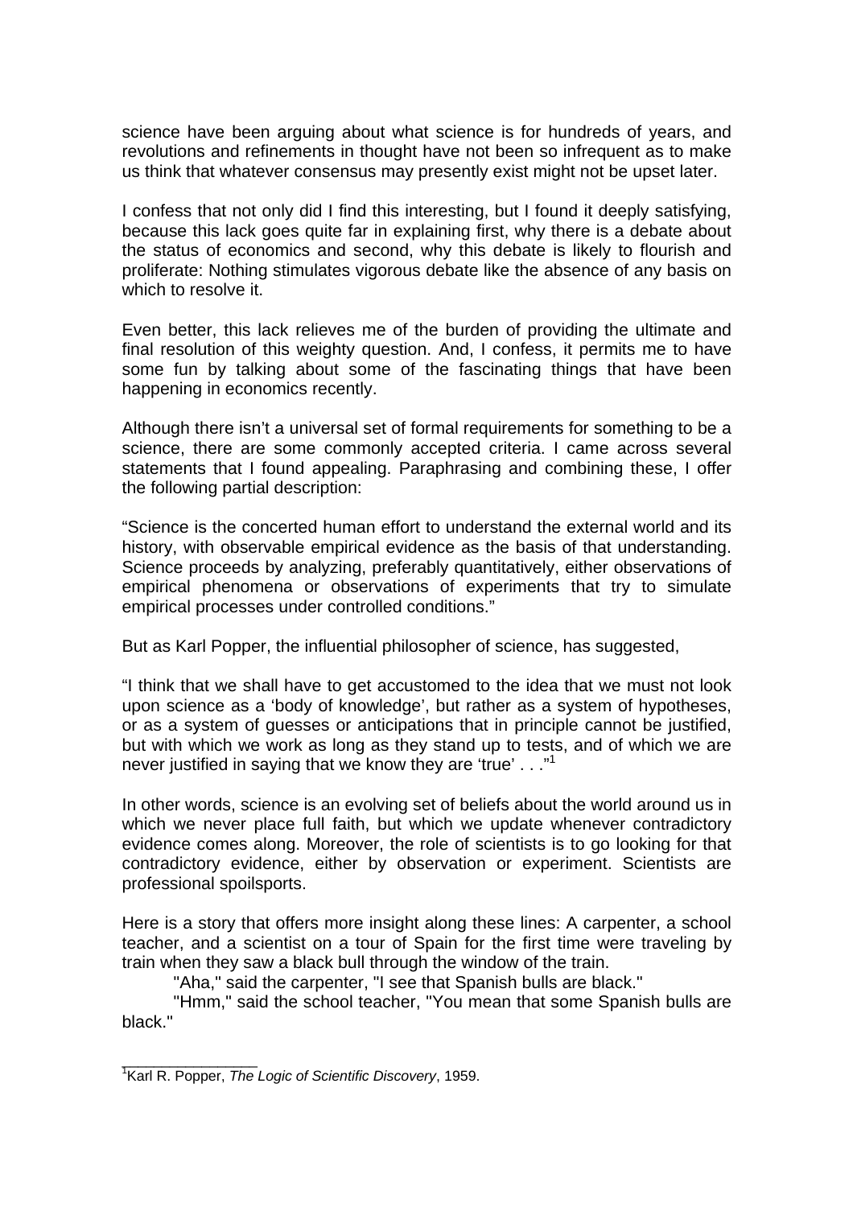science have been arguing about what science is for hundreds of years, and revolutions and refinements in thought have not been so infrequent as to make us think that whatever consensus may presently exist might not be upset later.

I confess that not only did I find this interesting, but I found it deeply satisfying, because this lack goes quite far in explaining first, why there is a debate about the status of economics and second, why this debate is likely to flourish and proliferate: Nothing stimulates vigorous debate like the absence of any basis on which to resolve it.

Even better, this lack relieves me of the burden of providing the ultimate and final resolution of this weighty question. And, I confess, it permits me to have some fun by talking about some of the fascinating things that have been happening in economics recently.

Although there isn't a universal set of formal requirements for something to be a science, there are some commonly accepted criteria. I came across several statements that I found appealing. Paraphrasing and combining these, I offer the following partial description:

"Science is the concerted human effort to understand the external world and its history, with observable empirical evidence as the basis of that understanding. Science proceeds by analyzing, preferably quantitatively, either observations of empirical phenomena or observations of experiments that try to simulate empirical processes under controlled conditions."

But as Karl Popper, the influential philosopher of science, has suggested,

"I think that we shall have to get accustomed to the idea that we must not look upon science as a 'body of knowledge', but rather as a system of hypotheses, or as a system of guesses or anticipations that in principle cannot be justified, but with which we work as long as they stand up to tests, and of which we are never justified in saying that we know they are 'true' . . ."[1]

In other words, science is an evolving set of beliefs about the world around us in which we never place full faith, but which we update whenever contradictory evidence comes along. Moreover, the role of scientists is to go looking for that contradictory evidence, either by observation or experiment. Scientists are professional spoilsports.

Here is a story that offers more insight along these lines: A carpenter, a school teacher, and a scientist on a tour of Spain for the first time were traveling by train when they saw a black bull through the window of the train.

"Aha," said the carpenter, "I see that Spanish bulls are black."

"Hmm," said the school teacher, "You mean that some Spanish bulls are black."

---

[1] Karl R. Popper, *The Logic of Scientific Discovery*, 1959.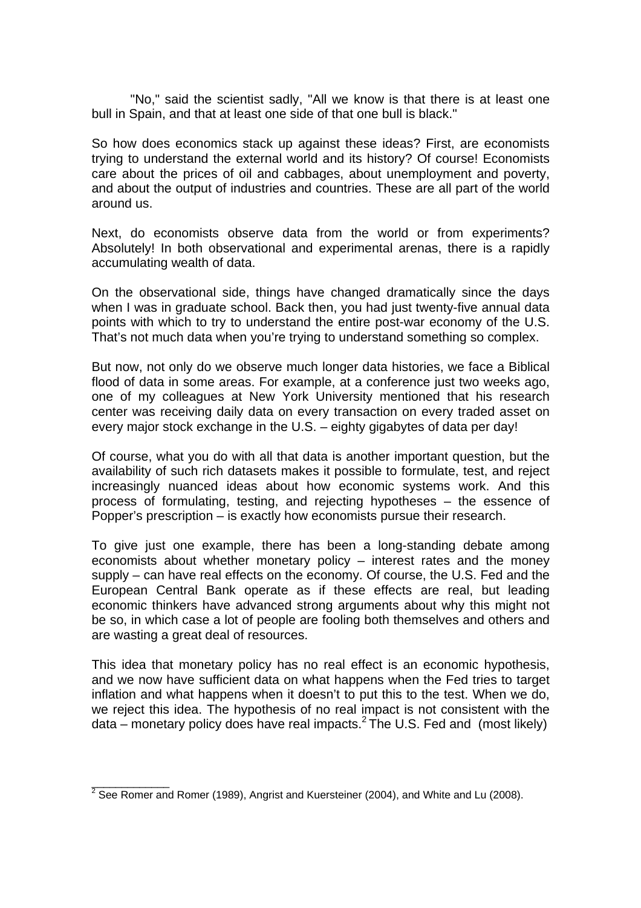"No," said the scientist sadly, "All we know is that there is at least one bull in Spain, and that at least one side of that one bull is black."

So how does economics stack up against these ideas? First, are economists trying to understand the external world and its history? Of course! Economists care about the prices of oil and cabbages, about unemployment and poverty, and about the output of industries and countries. These are all part of the world around us.

Next, do economists observe data from the world or from experiments? Absolutely! In both observational and experimental arenas, there is a rapidly accumulating wealth of data.

On the observational side, things have changed dramatically since the days when I was in graduate school. Back then, you had just twenty-five annual data points with which to try to understand the entire post-war economy of the U.S. That's not much data when you're trying to understand something so complex.

But now, not only do we observe much longer data histories, we face a Biblical flood of data in some areas. For example, at a conference just two weeks ago, one of my colleagues at New York University mentioned that his research center was receiving daily data on every transaction on every traded asset on every major stock exchange in the U.S. – eighty gigabytes of data per day!

Of course, what you do with all that data is another important question, but the availability of such rich datasets makes it possible to formulate, test, and reject increasingly nuanced ideas about how economic systems work. And this process of formulating, testing, and rejecting hypotheses – the essence of Popper's prescription – is exactly how economists pursue their research.

To give just one example, there has been a long-standing debate among economists about whether monetary policy – interest rates and the money supply – can have real effects on the economy. Of course, the U.S. Fed and the European Central Bank operate as if these effects are real, but leading economic thinkers have advanced strong arguments about why this might not be so, in which case a lot of people are fooling both themselves and others and are wasting a great deal of resources.

This idea that monetary policy has no real effect is an economic hypothesis, and we now have sufficient data on what happens when the Fed tries to target inflation and what happens when it doesn't to put this to the test. When we do, we reject this idea. The hypothesis of no real impact is not consistent with the data – monetary policy does have real impacts.[2] The U.S. Fed and (most likely)

[2] See Romer and Romer (1989), Angrist and Kuersteiner (2004), and White and Lu (2008).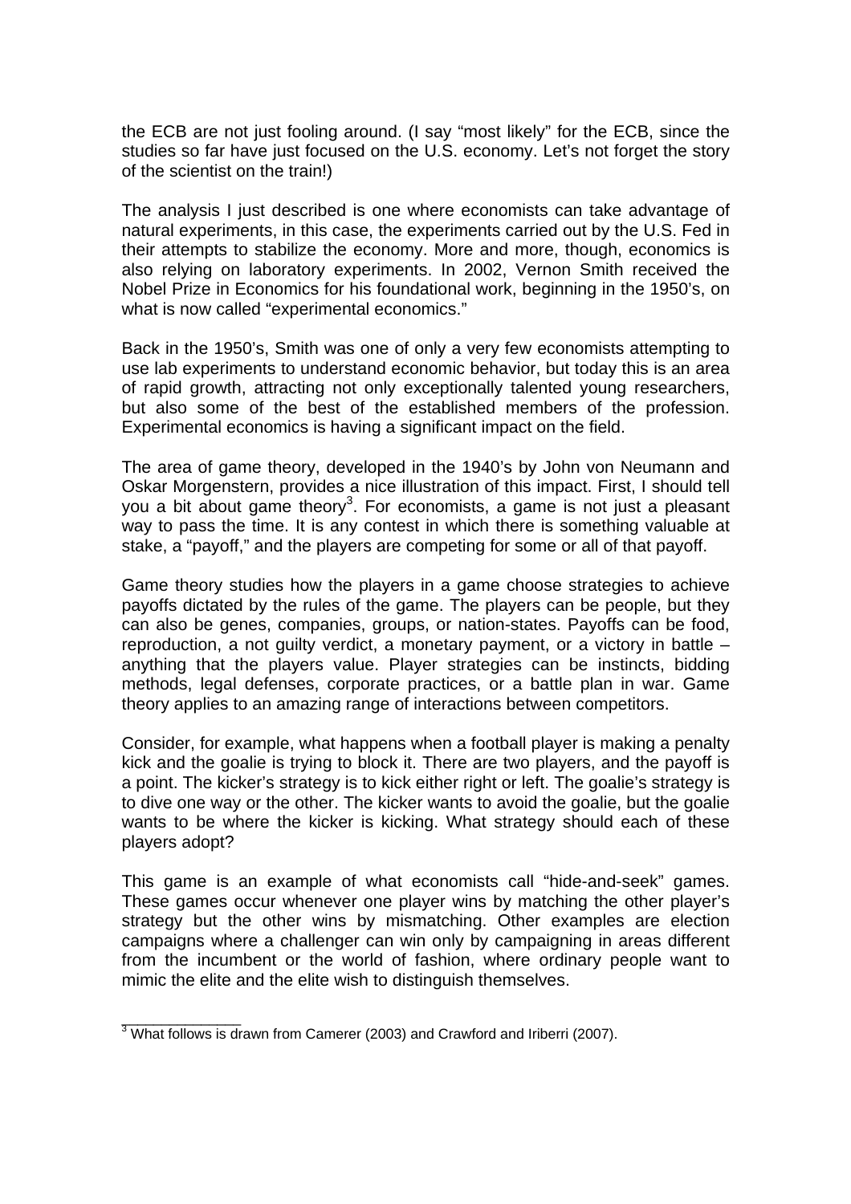the ECB are not just fooling around. (I say "most likely" for the ECB, since the studies so far have just focused on the U.S. economy. Let's not forget the story of the scientist on the train!)

The analysis I just described is one where economists can take advantage of natural experiments, in this case, the experiments carried out by the U.S. Fed in their attempts to stabilize the economy. More and more, though, economics is also relying on laboratory experiments. In 2002, Vernon Smith received the Nobel Prize in Economics for his foundational work, beginning in the 1950's, on what is now called "experimental economics."

Back in the 1950's, Smith was one of only a very few economists attempting to use lab experiments to understand economic behavior, but today this is an area of rapid growth, attracting not only exceptionally talented young researchers, but also some of the best of the established members of the profession. Experimental economics is having a significant impact on the field.

The area of game theory, developed in the 1940's by John von Neumann and Oskar Morgenstern, provides a nice illustration of this impact. First, I should tell you a bit about game theory[3]. For economists, a game is not just a pleasant way to pass the time. It is any contest in which there is something valuable at stake, a "payoff," and the players are competing for some or all of that payoff.

Game theory studies how the players in a game choose strategies to achieve payoffs dictated by the rules of the game. The players can be people, but they can also be genes, companies, groups, or nation-states. Payoffs can be food, reproduction, a not guilty verdict, a monetary payment, or a victory in battle – anything that the players value. Player strategies can be instincts, bidding methods, legal defenses, corporate practices, or a battle plan in war. Game theory applies to an amazing range of interactions between competitors.

Consider, for example, what happens when a football player is making a penalty kick and the goalie is trying to block it. There are two players, and the payoff is a point. The kicker's strategy is to kick either right or left. The goalie's strategy is to dive one way or the other. The kicker wants to avoid the goalie, but the goalie wants to be where the kicker is kicking. What strategy should each of these players adopt?

This game is an example of what economists call "hide-and-seek" games. These games occur whenever one player wins by matching the other player's strategy but the other wins by mismatching. Other examples are election campaigns where a challenger can win only by campaigning in areas different from the incumbent or the world of fashion, where ordinary people want to mimic the elite and the elite wish to distinguish themselves.

---

[3] What follows is drawn from Camerer (2003) and Crawford and Iriberri (2007).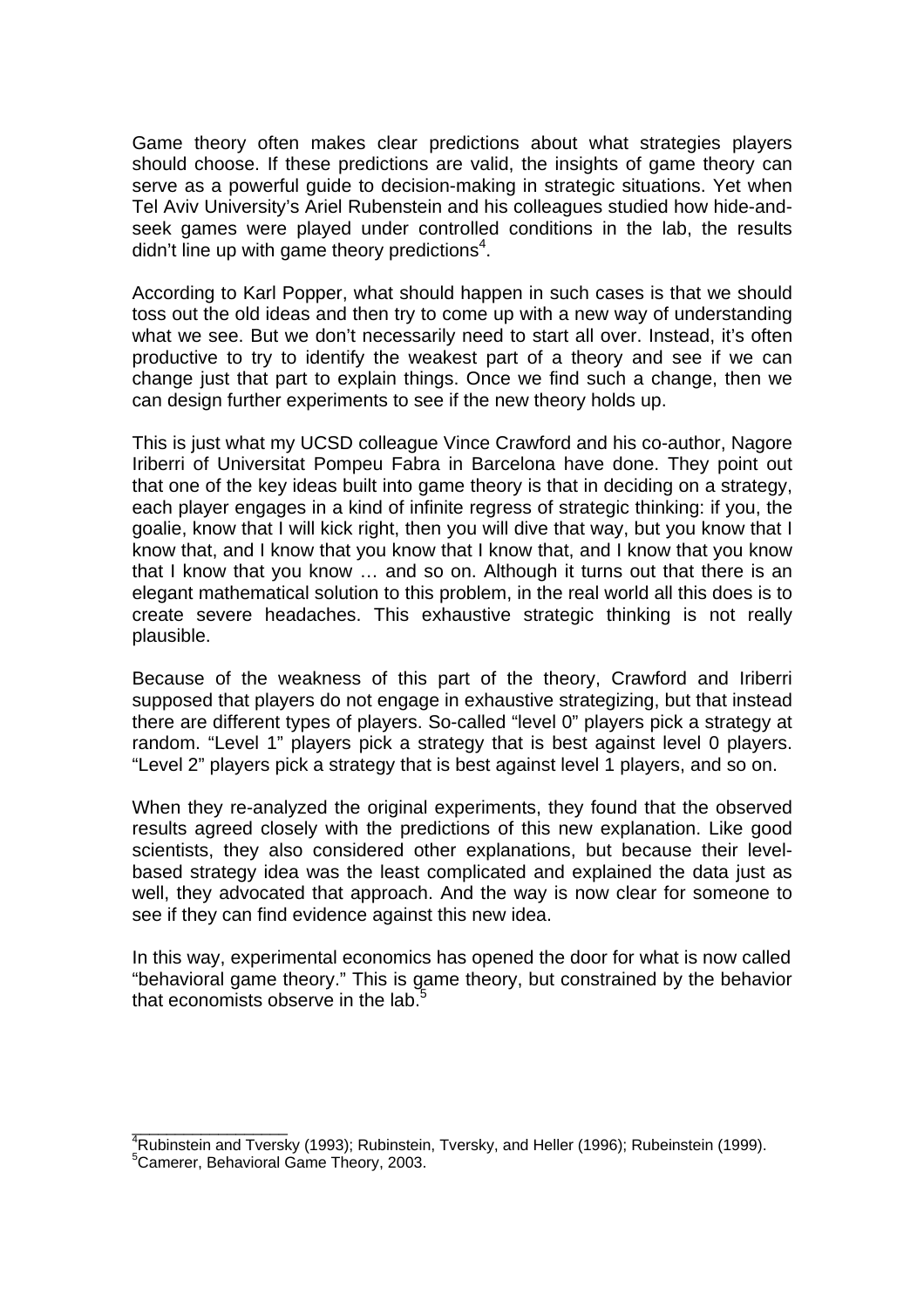Game theory often makes clear predictions about what strategies players should choose. If these predictions are valid, the insights of game theory can serve as a powerful guide to decision-making in strategic situations. Yet when Tel Aviv University's Ariel Rubenstein and his colleagues studied how hide-and-seek games were played under controlled conditions in the lab, the results didn't line up with game theory predictions[4].

According to Karl Popper, what should happen in such cases is that we should toss out the old ideas and then try to come up with a new way of understanding what we see. But we don't necessarily need to start all over. Instead, it's often productive to try to identify the weakest part of a theory and see if we can change just that part to explain things. Once we find such a change, then we can design further experiments to see if the new theory holds up.

This is just what my UCSD colleague Vince Crawford and his co-author, Nagore Iriberri of Universitat Pompeu Fabra in Barcelona have done. They point out that one of the key ideas built into game theory is that in deciding on a strategy, each player engages in a kind of infinite regress of strategic thinking: if you, the goalie, know that I will kick right, then you will dive that way, but you know that I know that, and I know that you know that I know that, and I know that you know that I know that you know … and so on. Although it turns out that there is an elegant mathematical solution to this problem, in the real world all this does is to create severe headaches. This exhaustive strategic thinking is not really plausible.

Because of the weakness of this part of the theory, Crawford and Iriberri supposed that players do not engage in exhaustive strategizing, but that instead there are different types of players. So-called "level 0" players pick a strategy at random. "Level 1" players pick a strategy that is best against level 0 players. "Level 2" players pick a strategy that is best against level 1 players, and so on.

When they re-analyzed the original experiments, they found that the observed results agreed closely with the predictions of this new explanation. Like good scientists, they also considered other explanations, but because their level-based strategy idea was the least complicated and explained the data just as well, they advocated that approach. And the way is now clear for someone to see if they can find evidence against this new idea.

In this way, experimental economics has opened the door for what is now called "behavioral game theory." This is game theory, but constrained by the behavior that economists observe in the lab.[5]

---

[4] Rubinstein and Tversky (1993); Rubinstein, Tversky, and Heller (1996); Rubeinstein (1999).

[5] Camerer, Behavioral Game Theory, 2003.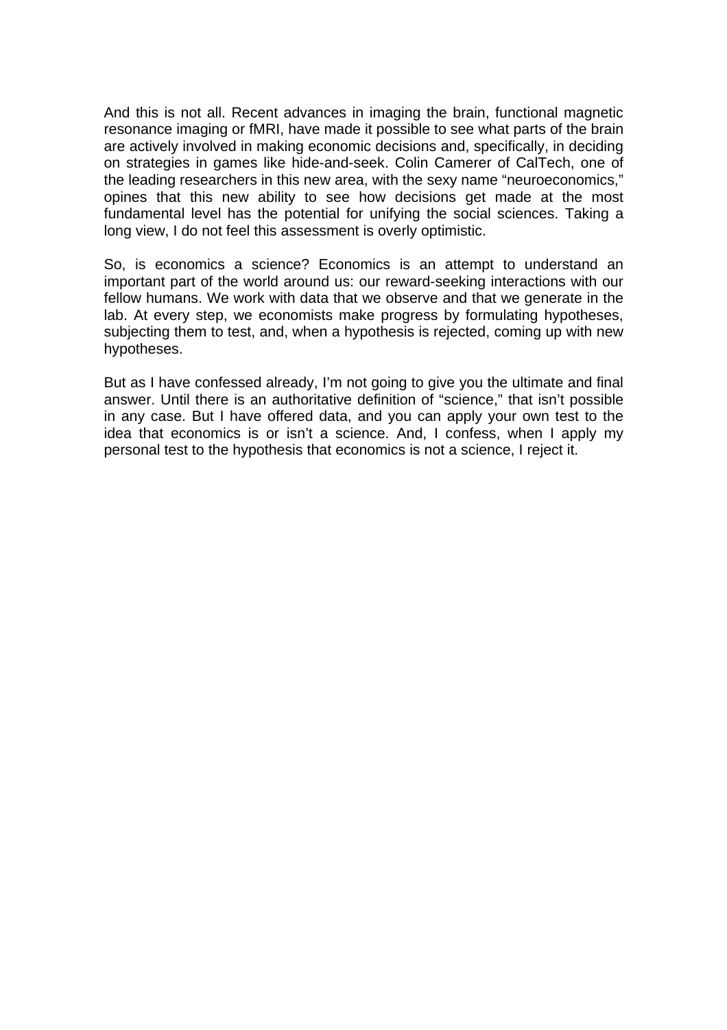And this is not all. Recent advances in imaging the brain, functional magnetic resonance imaging or fMRI, have made it possible to see what parts of the brain are actively involved in making economic decisions and, specifically, in deciding on strategies in games like hide-and-seek. Colin Camerer of CalTech, one of the leading researchers in this new area, with the sexy name "neuroeconomics," opines that this new ability to see how decisions get made at the most fundamental level has the potential for unifying the social sciences. Taking a long view, I do not feel this assessment is overly optimistic.

So, is economics a science? Economics is an attempt to understand an important part of the world around us: our reward-seeking interactions with our fellow humans. We work with data that we observe and that we generate in the lab. At every step, we economists make progress by formulating hypotheses, subjecting them to test, and, when a hypothesis is rejected, coming up with new hypotheses.

But as I have confessed already, I'm not going to give you the ultimate and final answer. Until there is an authoritative definition of "science," that isn't possible in any case. But I have offered data, and you can apply your own test to the idea that economics is or isn't a science. And, I confess, when I apply my personal test to the hypothesis that economics is not a science, I reject it.